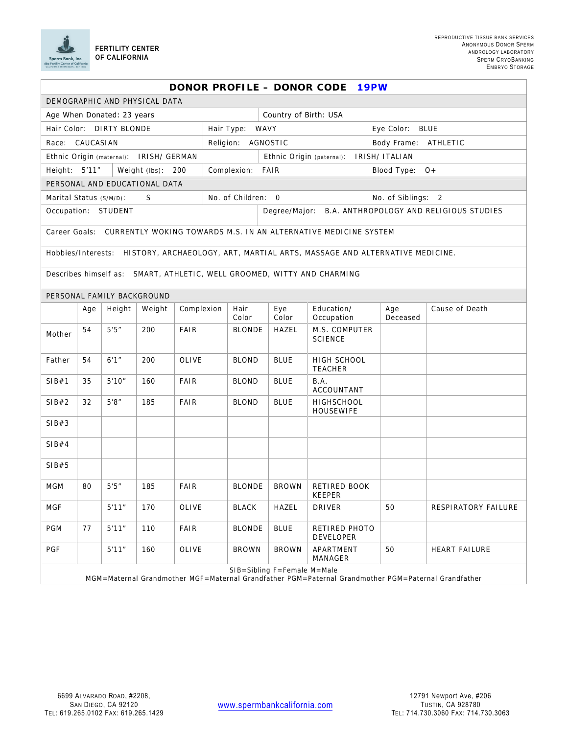**FERTILITY CENTER OF CALIFORNIA**

REPRODUCTIVE TISSUE BANK SERVICES
ANONYMOUS DONOR SPERM
ANDROLOGY LABORATORY
SPERM CRYOBANKING
EMBRYO STORAGE

# DONOR PROFILE – DONOR CODE 19PW

## DEMOGRAPHIC AND PHYSICAL DATA

Age When Donated: 23 years | Country of Birth: USA

Hair Color: DIRTY BLONDE | Hair Type: WAVY | Eye Color: BLUE

Race: CAUCASIAN | Religion: AGNOSTIC | Body Frame: ATHLETIC

Ethnic Origin (maternal): IRISH/ GERMAN | Ethnic Origin (paternal): IRISH/ ITALIAN

Height: 5'11" | Weight (lbs): 200 | Complexion: FAIR | Blood Type: O+

## PERSONAL AND EDUCATIONAL DATA

Marital Status (S/M/D): S | No. of Children: 0 | No. of Siblings: 2

Occupation: STUDENT | Degree/Major: B.A. ANTHROPOLOGY AND RELIGIOUS STUDIES

Career Goals: CURRENTLY WOKING TOWARDS M.S. IN AN ALTERNATIVE MEDICINE SYSTEM

Hobbies/Interests: HISTORY, ARCHAEOLOGY, ART, MARTIAL ARTS, MASSAGE AND ALTERNATIVE MEDICINE.

Describes himself as: SMART, ATHLETIC, WELL GROOMED, WITTY AND CHARMING

## PERSONAL FAMILY BACKGROUND

| | Age | Height | Weight | Complexion | Hair Color | Eye Color | Education/ Occupation | Age Deceased | Cause of Death |
|---|---|---|---|---|---|---|---|---|---|
| Mother | 54 | 5'5" | 200 | FAIR | BLONDE | HAZEL | M.S. COMPUTER SCIENCE | | |
| Father | 54 | 6'1" | 200 | OLIVE | BLOND | BLUE | HIGH SCHOOL TEACHER | | |
| SIB#1 | 35 | 5'10" | 160 | FAIR | BLOND | BLUE | B.A. ACCOUNTANT | | |
| SIB#2 | 32 | 5'8" | 185 | FAIR | BLOND | BLUE | HIGHSCHOOL HOUSEWIFE | | |
| SIB#3 | | | | | | | | | |
| SIB#4 | | | | | | | | | |
| SIB#5 | | | | | | | | | |
| MGM | 80 | 5'5" | 185 | FAIR | BLONDE | BROWN | RETIRED BOOK KEEPER | | |
| MGF | | 5'11" | 170 | OLIVE | BLACK | HAZEL | DRIVER | 50 | RESPIRATORY FAILURE |
| PGM | 77 | 5'11" | 110 | FAIR | BLONDE | BLUE | RETIRED PHOTO DEVELOPER | | |
| PGF | | 5'11" | 160 | OLIVE | BROWN | BROWN | APARTMENT MANAGER | 50 | HEART FAILURE |

SIB=Sibling F=Female M=Male
MGM=Maternal Grandmother MGF=Maternal Grandfather PGM=Paternal Grandmother PGM=Paternal Grandfather

6699 ALVARADO ROAD, #2208, SAN DIEGO, CA 92120, TEL: 619.265.0102 FAX: 619.265.1429

www.spermbankcalifornia.com

12791 Newport Ave, #206, TUSTIN, CA 928780, TEL: 714.730.3060 FAX: 714.730.3063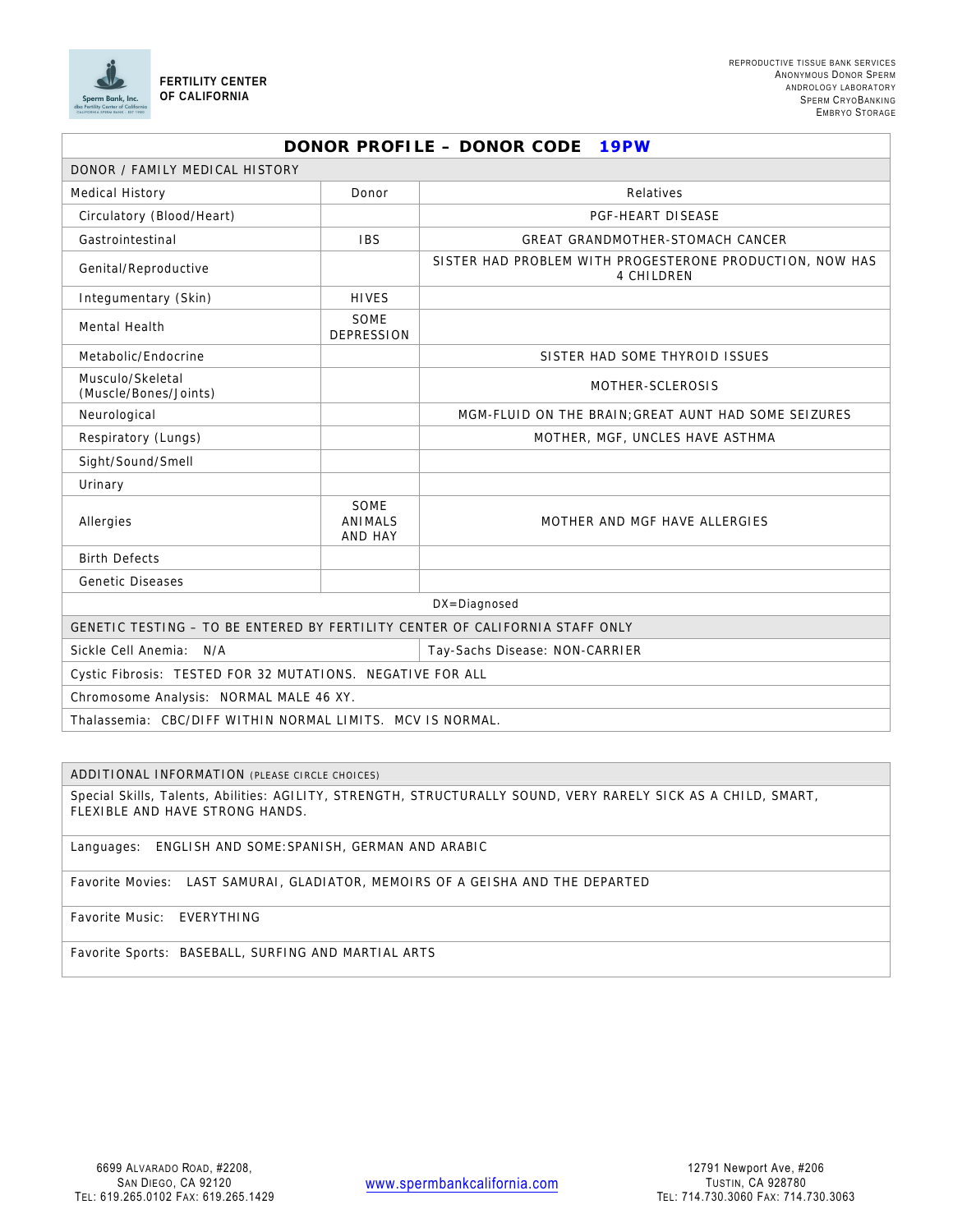FERTILITY CENTER OF CALIFORNIA

REPRODUCTIVE TISSUE BANK SERVICES
ANONYMOUS DONOR SPERM
ANDROLOGY LABORATORY
SPERM CRYOBANKING
EMBRYO STORAGE

## DONOR PROFILE – DONOR CODE 19PW

| DONOR / FAMILY MEDICAL HISTORY | | |
|---|---|---|
| Medical History | Donor | Relatives |
| Circulatory (Blood/Heart) | | PGF-HEART DISEASE |
| Gastrointestinal | IBS | GREAT GRANDMOTHER-STOMACH CANCER |
| Genital/Reproductive | | SISTER HAD PROBLEM WITH PROGESTERONE PRODUCTION, NOW HAS 4 CHILDREN |
| Integumentary (Skin) | HIVES | |
| Mental Health | SOME DEPRESSION | |
| Metabolic/Endocrine | | SISTER HAD SOME THYROID ISSUES |
| Musculo/Skeletal (Muscle/Bones/Joints) | | MOTHER-SCLEROSIS |
| Neurological | | MGM-FLUID ON THE BRAIN;GREAT AUNT HAD SOME SEIZURES |
| Respiratory (Lungs) | | MOTHER, MGF, UNCLES HAVE ASTHMA |
| Sight/Sound/Smell | | |
| Urinary | | |
| Allergies | SOME ANIMALS AND HAY | MOTHER AND MGF HAVE ALLERGIES |
| Birth Defects | | |
| Genetic Diseases | | |
| DX=Diagnosed | | |

| GENETIC TESTING – TO BE ENTERED BY FERTILITY CENTER OF CALIFORNIA STAFF ONLY | |
|---|---|
| Sickle Cell Anemia: N/A | Tay-Sachs Disease: NON-CARRIER |
| Cystic Fibrosis: TESTED FOR 32 MUTATIONS. NEGATIVE FOR ALL | |
| Chromosome Analysis: NORMAL MALE 46 XY. | |
| Thalassemia: CBC/DIFF WITHIN NORMAL LIMITS. MCV IS NORMAL. | |

| ADDITIONAL INFORMATION (PLEASE CIRCLE CHOICES) |
|---|
| Special Skills, Talents, Abilities: AGILITY, STRENGTH, STRUCTURALLY SOUND, VERY RARELY SICK AS A CHILD, SMART, FLEXIBLE AND HAVE STRONG HANDS. |
| Languages: ENGLISH AND SOME:SPANISH, GERMAN AND ARABIC |
| Favorite Movies: LAST SAMURAI, GLADIATOR, MEMOIRS OF A GEISHA AND THE DEPARTED |
| Favorite Music: EVERYTHING |
| Favorite Sports: BASEBALL, SURFING AND MARTIAL ARTS |

6699 ALVARADO ROAD, #2208, SAN DIEGO, CA 92120 TEL: 619.265.0102 FAX: 619.265.1429

www.spermbankcalifornia.com

12791 Newport Ave, #206 TUSTIN, CA 928780 TEL: 714.730.3060 FAX: 714.730.3063